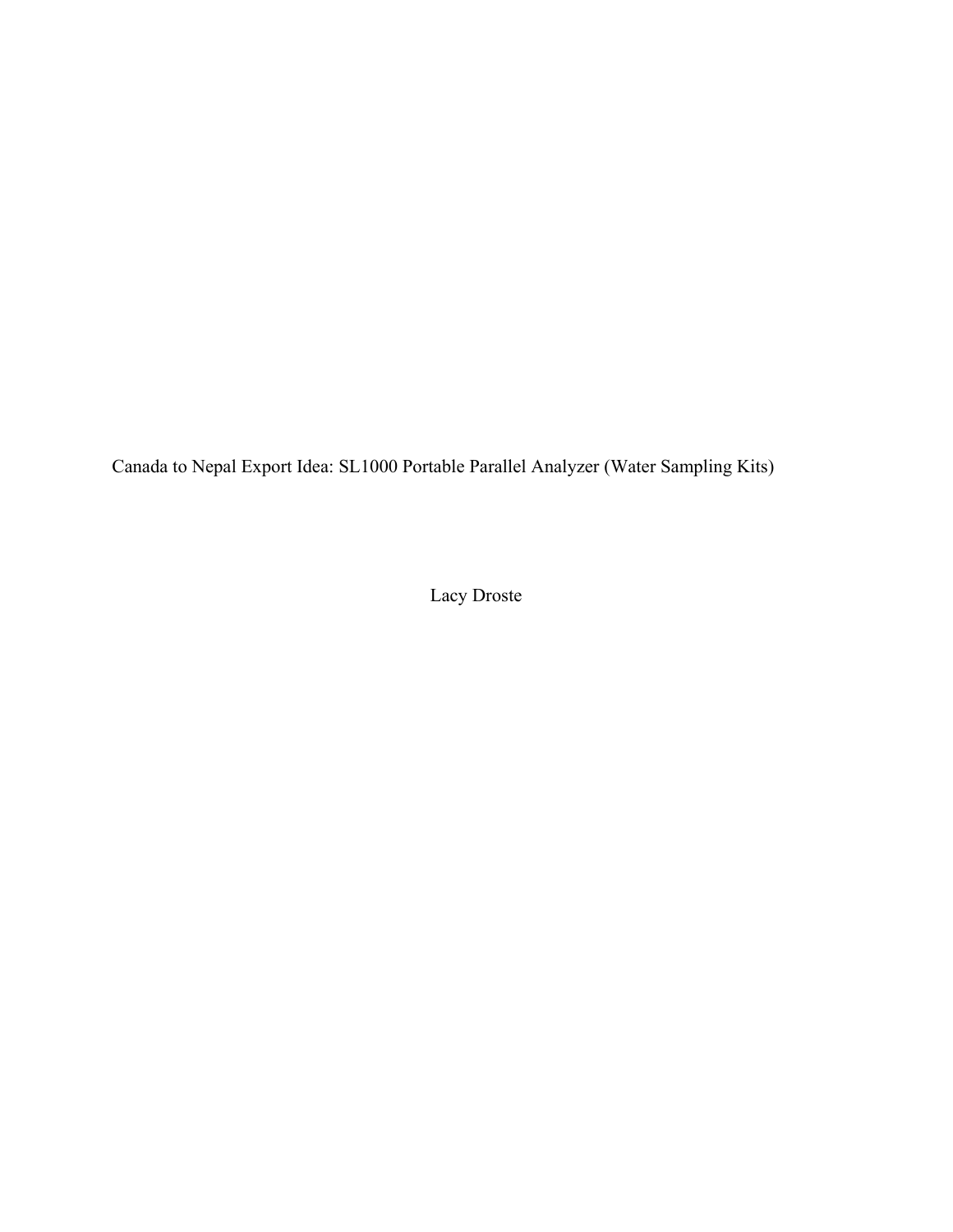# Canada to Nepal Export Idea: SL1000 Portable Parallel Analyzer (Water Sampling Kits)

Lacy Droste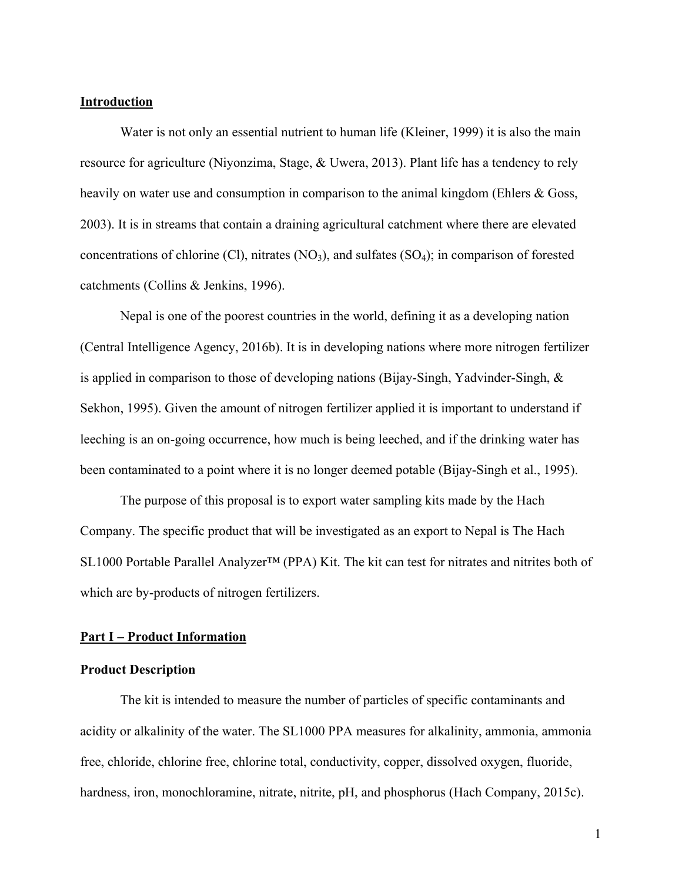## Introduction

Water is not only an essential nutrient to human life (Kleiner, 1999) it is also the main resource for agriculture (Niyonzima, Stage, & Uwera, 2013). Plant life has a tendency to rely heavily on water use and consumption in comparison to the animal kingdom (Ehlers & Goss, 2003). It is in streams that contain a draining agricultural catchment where there are elevated concentrations of chlorine (Cl), nitrates ($NO_3$), and sulfates ($SO_4$); in comparison of forested catchments (Collins & Jenkins, 1996).

Nepal is one of the poorest countries in the world, defining it as a developing nation (Central Intelligence Agency, 2016b). It is in developing nations where more nitrogen fertilizer is applied in comparison to those of developing nations (Bijay-Singh, Yadvinder-Singh, & Sekhon, 1995). Given the amount of nitrogen fertilizer applied it is important to understand if leeching is an on-going occurrence, how much is being leeched, and if the drinking water has been contaminated to a point where it is no longer deemed potable (Bijay-Singh et al., 1995).

The purpose of this proposal is to export water sampling kits made by the Hach Company. The specific product that will be investigated as an export to Nepal is The Hach SL1000 Portable Parallel Analyzer™ (PPA) Kit. The kit can test for nitrates and nitrites both of which are by-products of nitrogen fertilizers.

## Part I – Product Information

### Product Description

The kit is intended to measure the number of particles of specific contaminants and acidity or alkalinity of the water. The SL1000 PPA measures for alkalinity, ammonia, ammonia free, chloride, chlorine free, chlorine total, conductivity, copper, dissolved oxygen, fluoride, hardness, iron, monochloramine, nitrate, nitrite, pH, and phosphorus (Hach Company, 2015c).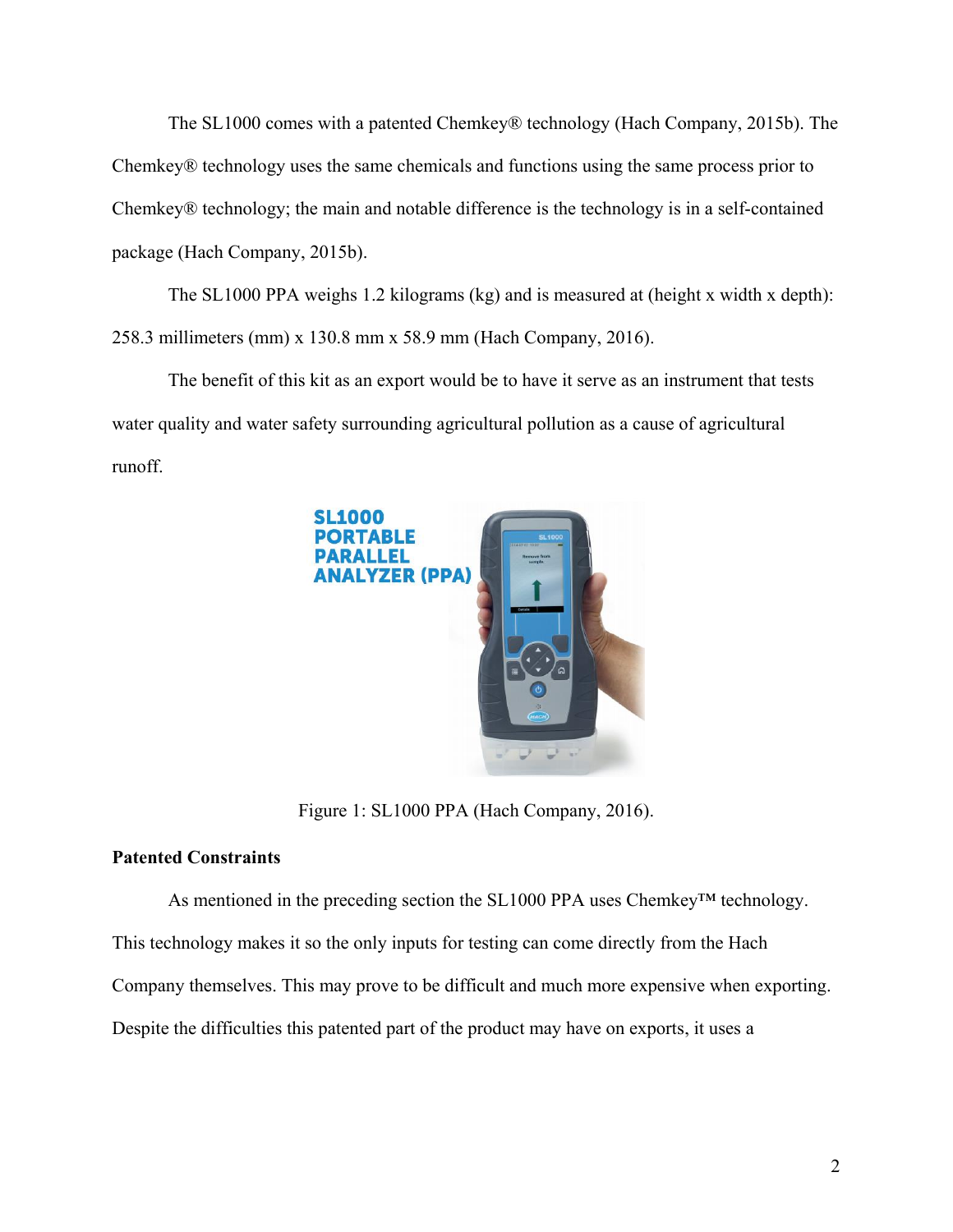The SL1000 comes with a patented Chemkey® technology (Hach Company, 2015b). The Chemkey® technology uses the same chemicals and functions using the same process prior to Chemkey® technology; the main and notable difference is the technology is in a self-contained package (Hach Company, 2015b).

The SL1000 PPA weighs 1.2 kilograms (kg) and is measured at (height x width x depth): 258.3 millimeters (mm) x 130.8 mm x 58.9 mm (Hach Company, 2016).

The benefit of this kit as an export would be to have it serve as an instrument that tests water quality and water safety surrounding agricultural pollution as a cause of agricultural runoff.

Figure 1: SL1000 PPA (Hach Company, 2016).

**Patented Constraints**

As mentioned in the preceding section the SL1000 PPA uses Chemkey™ technology. This technology makes it so the only inputs for testing can come directly from the Hach Company themselves. This may prove to be difficult and much more expensive when exporting. Despite the difficulties this patented part of the product may have on exports, it uses a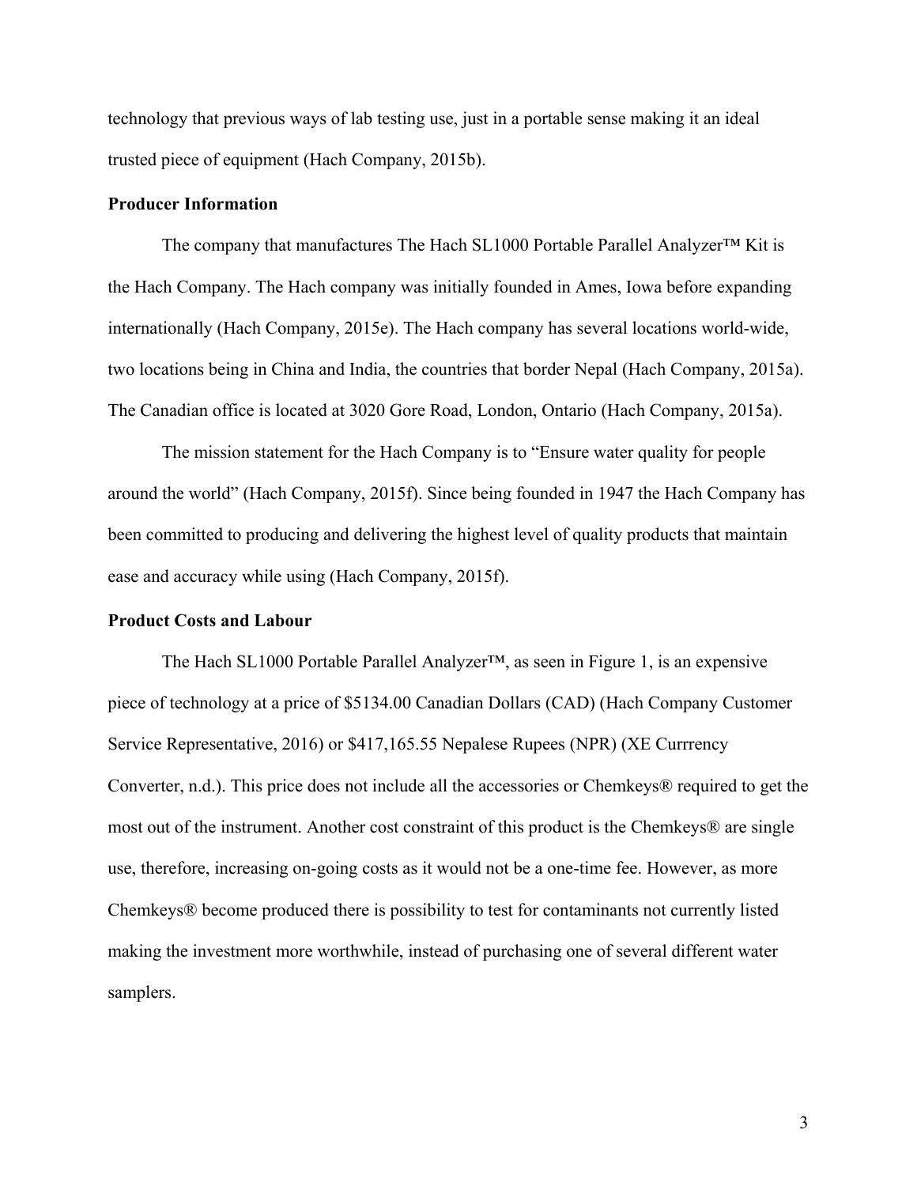technology that previous ways of lab testing use, just in a portable sense making it an ideal trusted piece of equipment (Hach Company, 2015b).

**Producer Information**

The company that manufactures The Hach SL1000 Portable Parallel Analyzer™ Kit is the Hach Company. The Hach company was initially founded in Ames, Iowa before expanding internationally (Hach Company, 2015e). The Hach company has several locations world-wide, two locations being in China and India, the countries that border Nepal (Hach Company, 2015a). The Canadian office is located at 3020 Gore Road, London, Ontario (Hach Company, 2015a).

The mission statement for the Hach Company is to "Ensure water quality for people around the world" (Hach Company, 2015f). Since being founded in 1947 the Hach Company has been committed to producing and delivering the highest level of quality products that maintain ease and accuracy while using (Hach Company, 2015f).

**Product Costs and Labour**

The Hach SL1000 Portable Parallel Analyzer™, as seen in Figure 1, is an expensive piece of technology at a price of $5134.00 Canadian Dollars (CAD) (Hach Company Customer Service Representative, 2016) or $417,165.55 Nepalese Rupees (NPR) (XE Currrency Converter, n.d.). This price does not include all the accessories or Chemkeys® required to get the most out of the instrument. Another cost constraint of this product is the Chemkeys® are single use, therefore, increasing on-going costs as it would not be a one-time fee. However, as more Chemkeys® become produced there is possibility to test for contaminants not currently listed making the investment more worthwhile, instead of purchasing one of several different water samplers.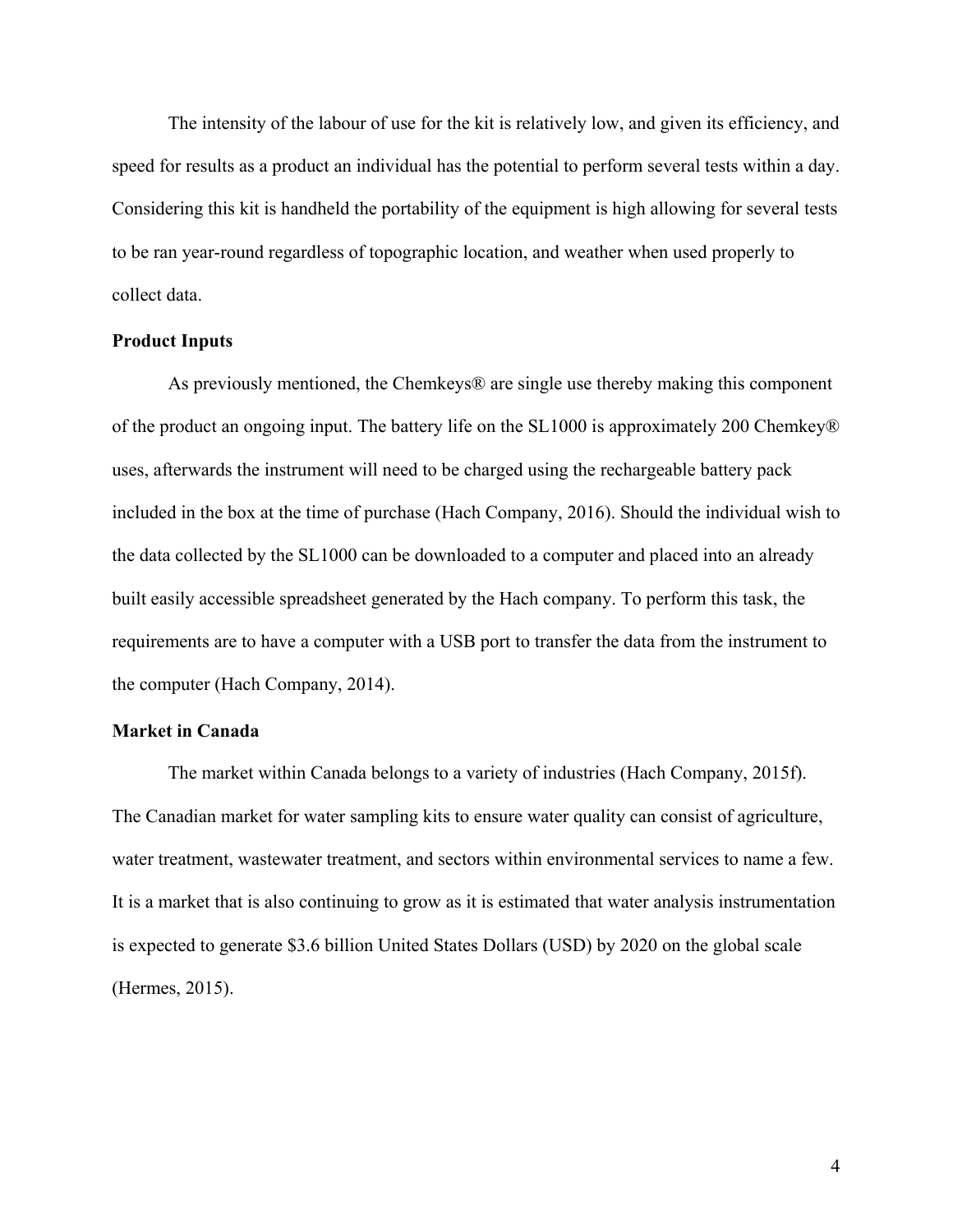The intensity of the labour of use for the kit is relatively low, and given its efficiency, and speed for results as a product an individual has the potential to perform several tests within a day. Considering this kit is handheld the portability of the equipment is high allowing for several tests to be ran year-round regardless of topographic location, and weather when used properly to collect data.

**Product Inputs**

As previously mentioned, the Chemkeys® are single use thereby making this component of the product an ongoing input. The battery life on the SL1000 is approximately 200 Chemkey® uses, afterwards the instrument will need to be charged using the rechargeable battery pack included in the box at the time of purchase (Hach Company, 2016). Should the individual wish to the data collected by the SL1000 can be downloaded to a computer and placed into an already built easily accessible spreadsheet generated by the Hach company. To perform this task, the requirements are to have a computer with a USB port to transfer the data from the instrument to the computer (Hach Company, 2014).

**Market in Canada**

The market within Canada belongs to a variety of industries (Hach Company, 2015f). The Canadian market for water sampling kits to ensure water quality can consist of agriculture, water treatment, wastewater treatment, and sectors within environmental services to name a few. It is a market that is also continuing to grow as it is estimated that water analysis instrumentation is expected to generate $3.6 billion United States Dollars (USD) by 2020 on the global scale (Hermes, 2015).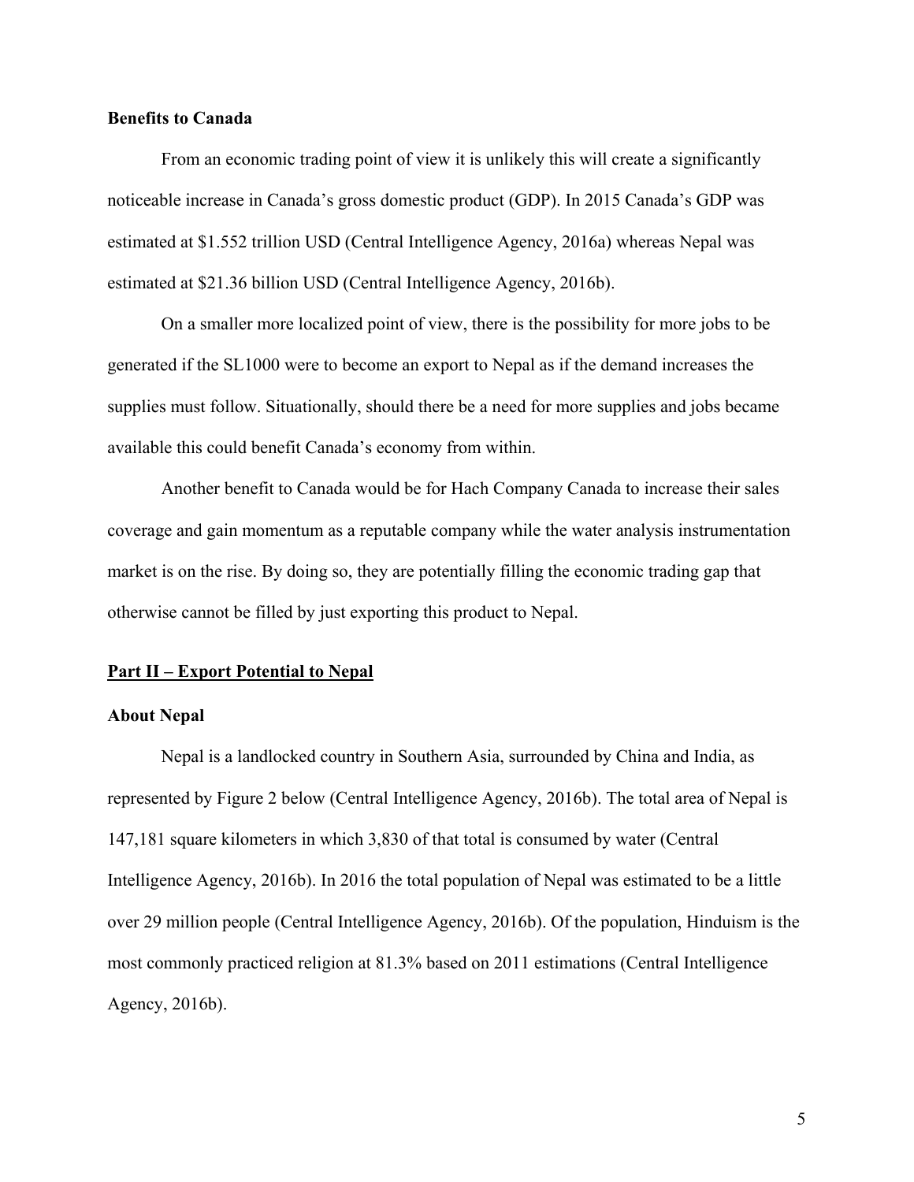### Benefits to Canada

From an economic trading point of view it is unlikely this will create a significantly noticeable increase in Canada's gross domestic product (GDP). In 2015 Canada's GDP was estimated at $1.552 trillion USD (Central Intelligence Agency, 2016a) whereas Nepal was estimated at $21.36 billion USD (Central Intelligence Agency, 2016b).

On a smaller more localized point of view, there is the possibility for more jobs to be generated if the SL1000 were to become an export to Nepal as if the demand increases the supplies must follow. Situationally, should there be a need for more supplies and jobs became available this could benefit Canada's economy from within.

Another benefit to Canada would be for Hach Company Canada to increase their sales coverage and gain momentum as a reputable company while the water analysis instrumentation market is on the rise. By doing so, they are potentially filling the economic trading gap that otherwise cannot be filled by just exporting this product to Nepal.

## Part II – Export Potential to Nepal

### About Nepal

Nepal is a landlocked country in Southern Asia, surrounded by China and India, as represented by Figure 2 below (Central Intelligence Agency, 2016b). The total area of Nepal is 147,181 square kilometers in which 3,830 of that total is consumed by water (Central Intelligence Agency, 2016b). In 2016 the total population of Nepal was estimated to be a little over 29 million people (Central Intelligence Agency, 2016b). Of the population, Hinduism is the most commonly practiced religion at 81.3% based on 2011 estimations (Central Intelligence Agency, 2016b).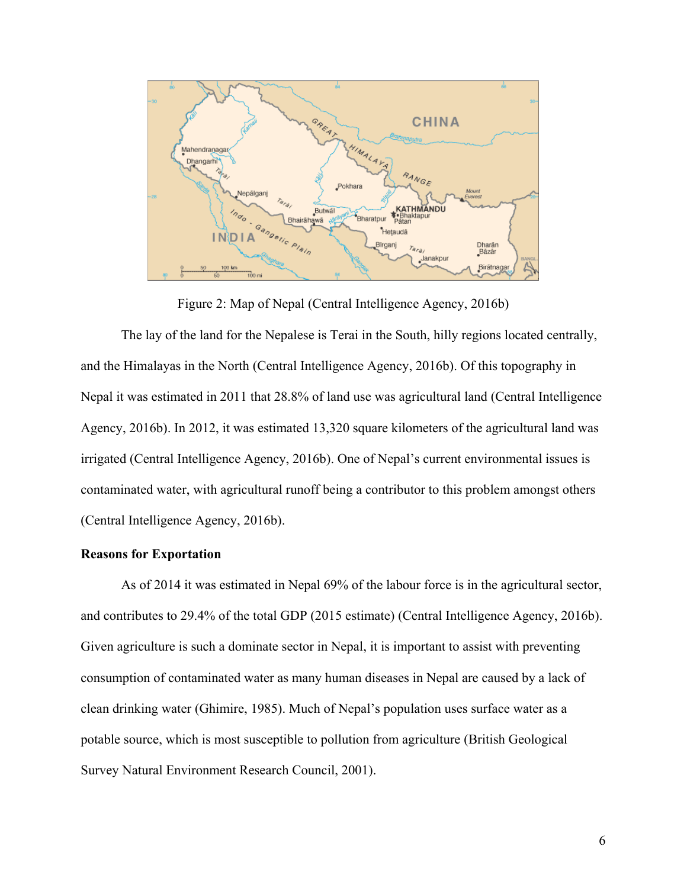Figure 2: Map of Nepal (Central Intelligence Agency, 2016b)

The lay of the land for the Nepalese is Terai in the South, hilly regions located centrally, and the Himalayas in the North (Central Intelligence Agency, 2016b). Of this topography in Nepal it was estimated in 2011 that 28.8% of land use was agricultural land (Central Intelligence Agency, 2016b). In 2012, it was estimated 13,320 square kilometers of the agricultural land was irrigated (Central Intelligence Agency, 2016b). One of Nepal's current environmental issues is contaminated water, with agricultural runoff being a contributor to this problem amongst others (Central Intelligence Agency, 2016b).

**Reasons for Exportation**

As of 2014 it was estimated in Nepal 69% of the labour force is in the agricultural sector, and contributes to 29.4% of the total GDP (2015 estimate) (Central Intelligence Agency, 2016b). Given agriculture is such a dominate sector in Nepal, it is important to assist with preventing consumption of contaminated water as many human diseases in Nepal are caused by a lack of clean drinking water (Ghimire, 1985). Much of Nepal's population uses surface water as a potable source, which is most susceptible to pollution from agriculture (British Geological Survey Natural Environment Research Council, 2001).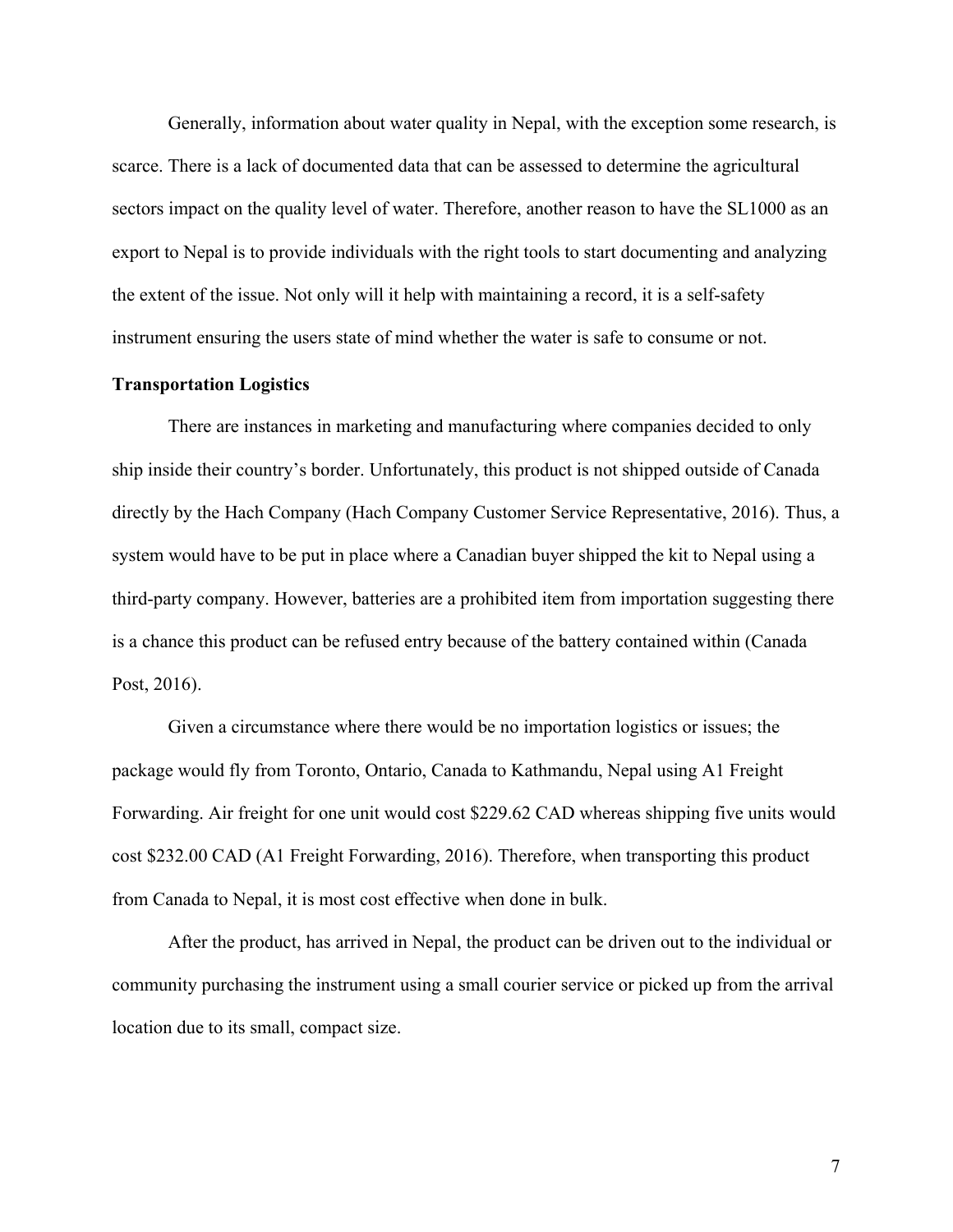Generally, information about water quality in Nepal, with the exception some research, is scarce. There is a lack of documented data that can be assessed to determine the agricultural sectors impact on the quality level of water. Therefore, another reason to have the SL1000 as an export to Nepal is to provide individuals with the right tools to start documenting and analyzing the extent of the issue. Not only will it help with maintaining a record, it is a self-safety instrument ensuring the users state of mind whether the water is safe to consume or not.

**Transportation Logistics**

There are instances in marketing and manufacturing where companies decided to only ship inside their country's border. Unfortunately, this product is not shipped outside of Canada directly by the Hach Company (Hach Company Customer Service Representative, 2016). Thus, a system would have to be put in place where a Canadian buyer shipped the kit to Nepal using a third-party company. However, batteries are a prohibited item from importation suggesting there is a chance this product can be refused entry because of the battery contained within (Canada Post, 2016).

Given a circumstance where there would be no importation logistics or issues; the package would fly from Toronto, Ontario, Canada to Kathmandu, Nepal using A1 Freight Forwarding. Air freight for one unit would cost $229.62 CAD whereas shipping five units would cost $232.00 CAD (A1 Freight Forwarding, 2016). Therefore, when transporting this product from Canada to Nepal, it is most cost effective when done in bulk.

After the product, has arrived in Nepal, the product can be driven out to the individual or community purchasing the instrument using a small courier service or picked up from the arrival location due to its small, compact size.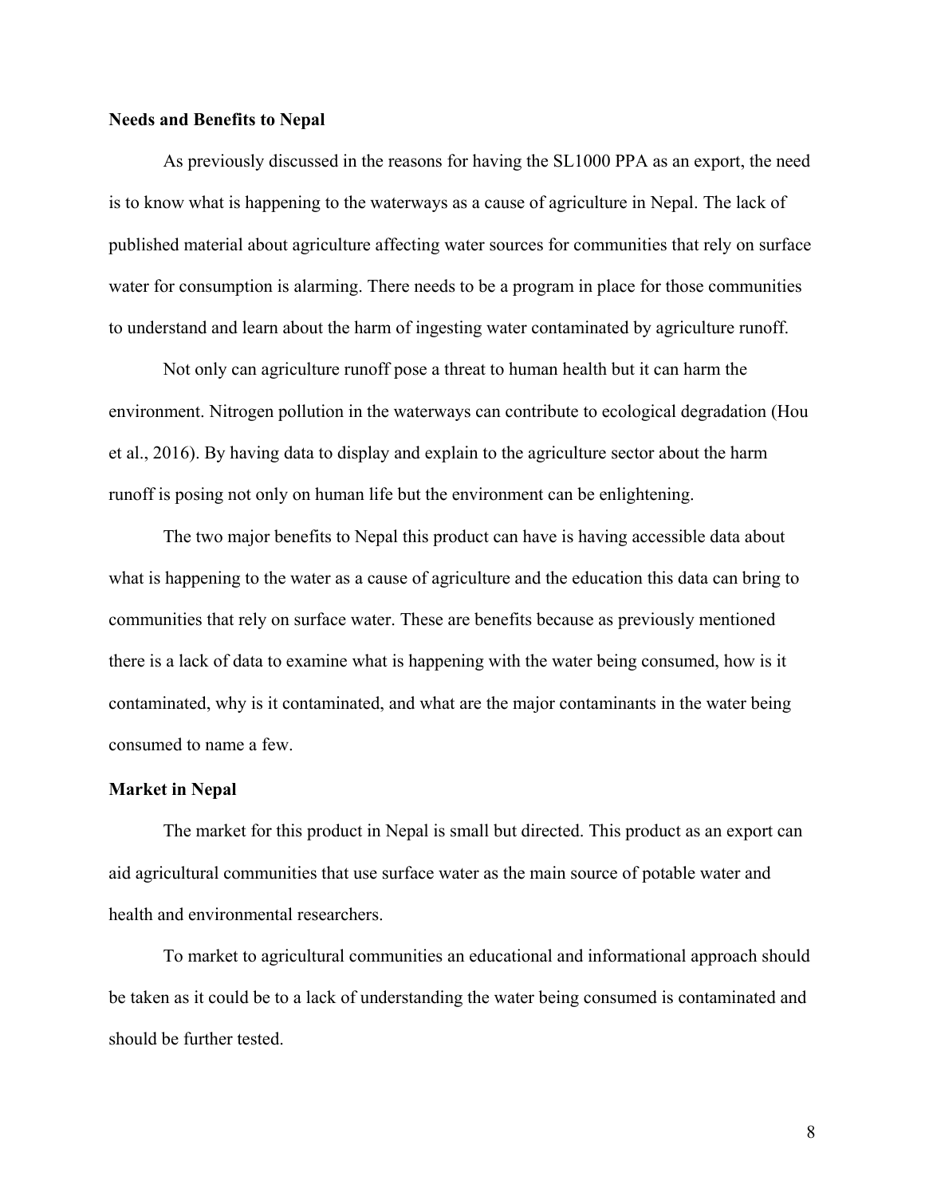**Needs and Benefits to Nepal**

As previously discussed in the reasons for having the SL1000 PPA as an export, the need is to know what is happening to the waterways as a cause of agriculture in Nepal. The lack of published material about agriculture affecting water sources for communities that rely on surface water for consumption is alarming. There needs to be a program in place for those communities to understand and learn about the harm of ingesting water contaminated by agriculture runoff.

Not only can agriculture runoff pose a threat to human health but it can harm the environment. Nitrogen pollution in the waterways can contribute to ecological degradation (Hou et al., 2016). By having data to display and explain to the agriculture sector about the harm runoff is posing not only on human life but the environment can be enlightening.

The two major benefits to Nepal this product can have is having accessible data about what is happening to the water as a cause of agriculture and the education this data can bring to communities that rely on surface water. These are benefits because as previously mentioned there is a lack of data to examine what is happening with the water being consumed, how is it contaminated, why is it contaminated, and what are the major contaminants in the water being consumed to name a few.

**Market in Nepal**

The market for this product in Nepal is small but directed. This product as an export can aid agricultural communities that use surface water as the main source of potable water and health and environmental researchers.

To market to agricultural communities an educational and informational approach should be taken as it could be to a lack of understanding the water being consumed is contaminated and should be further tested.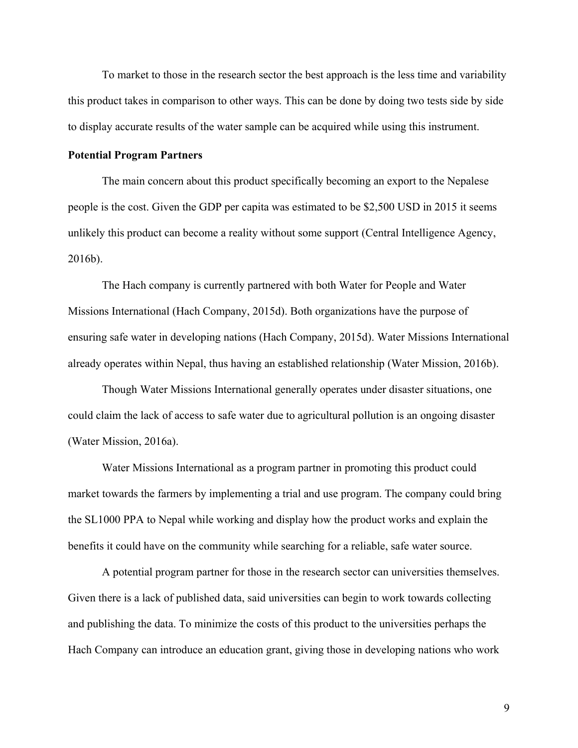To market to those in the research sector the best approach is the less time and variability this product takes in comparison to other ways. This can be done by doing two tests side by side to display accurate results of the water sample can be acquired while using this instrument.

**Potential Program Partners**

The main concern about this product specifically becoming an export to the Nepalese people is the cost. Given the GDP per capita was estimated to be $2,500 USD in 2015 it seems unlikely this product can become a reality without some support (Central Intelligence Agency, 2016b).

The Hach company is currently partnered with both Water for People and Water Missions International (Hach Company, 2015d). Both organizations have the purpose of ensuring safe water in developing nations (Hach Company, 2015d). Water Missions International already operates within Nepal, thus having an established relationship (Water Mission, 2016b).

Though Water Missions International generally operates under disaster situations, one could claim the lack of access to safe water due to agricultural pollution is an ongoing disaster (Water Mission, 2016a).

Water Missions International as a program partner in promoting this product could market towards the farmers by implementing a trial and use program. The company could bring the SL1000 PPA to Nepal while working and display how the product works and explain the benefits it could have on the community while searching for a reliable, safe water source.

A potential program partner for those in the research sector can universities themselves. Given there is a lack of published data, said universities can begin to work towards collecting and publishing the data. To minimize the costs of this product to the universities perhaps the Hach Company can introduce an education grant, giving those in developing nations who work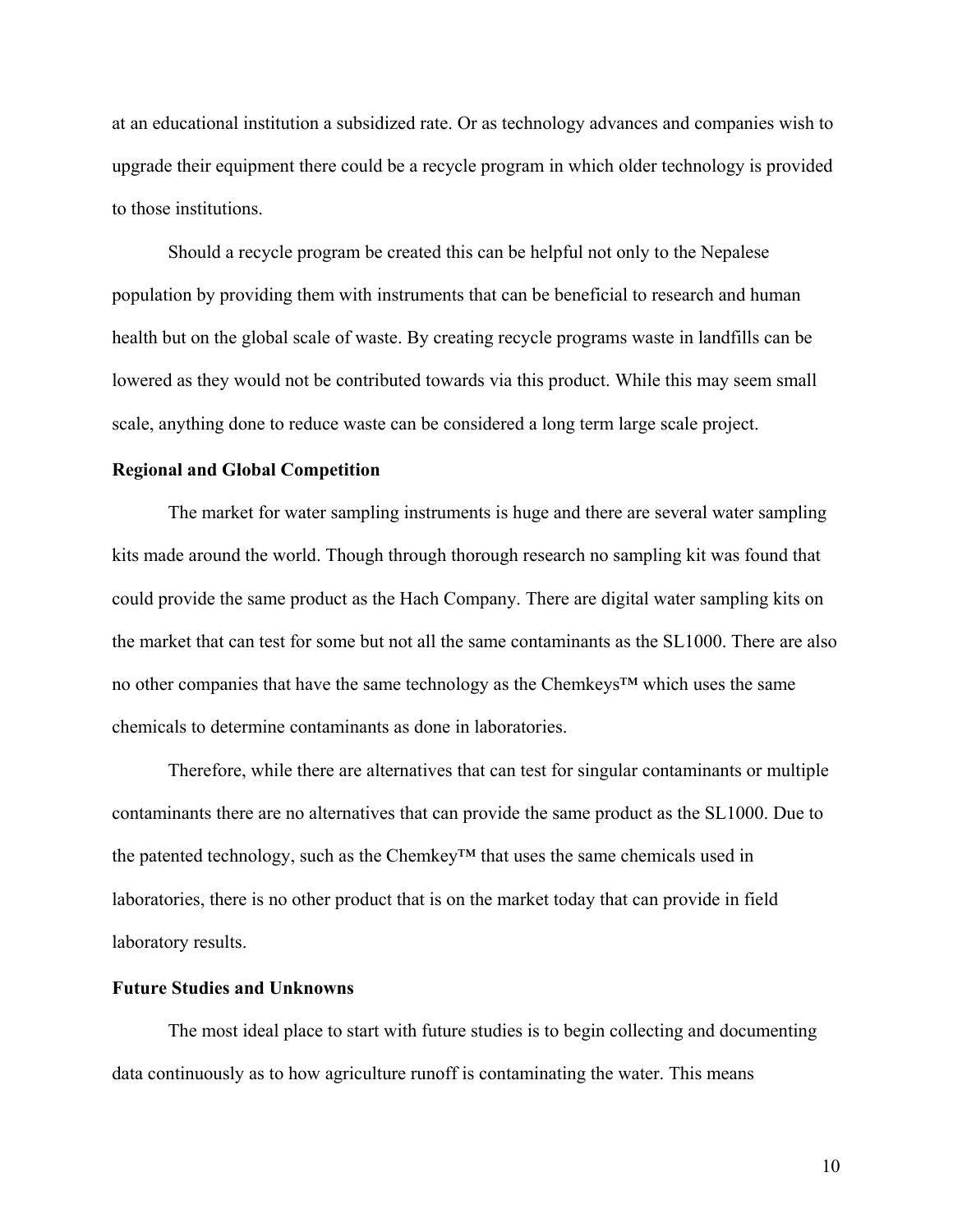at an educational institution a subsidized rate. Or as technology advances and companies wish to upgrade their equipment there could be a recycle program in which older technology is provided to those institutions.

Should a recycle program be created this can be helpful not only to the Nepalese population by providing them with instruments that can be beneficial to research and human health but on the global scale of waste. By creating recycle programs waste in landfills can be lowered as they would not be contributed towards via this product. While this may seem small scale, anything done to reduce waste can be considered a long term large scale project.

**Regional and Global Competition**

The market for water sampling instruments is huge and there are several water sampling kits made around the world. Though through thorough research no sampling kit was found that could provide the same product as the Hach Company. There are digital water sampling kits on the market that can test for some but not all the same contaminants as the SL1000. There are also no other companies that have the same technology as the Chemkeys™ which uses the same chemicals to determine contaminants as done in laboratories.

Therefore, while there are alternatives that can test for singular contaminants or multiple contaminants there are no alternatives that can provide the same product as the SL1000. Due to the patented technology, such as the Chemkey™ that uses the same chemicals used in laboratories, there is no other product that is on the market today that can provide in field laboratory results.

**Future Studies and Unknowns**

The most ideal place to start with future studies is to begin collecting and documenting data continuously as to how agriculture runoff is contaminating the water. This means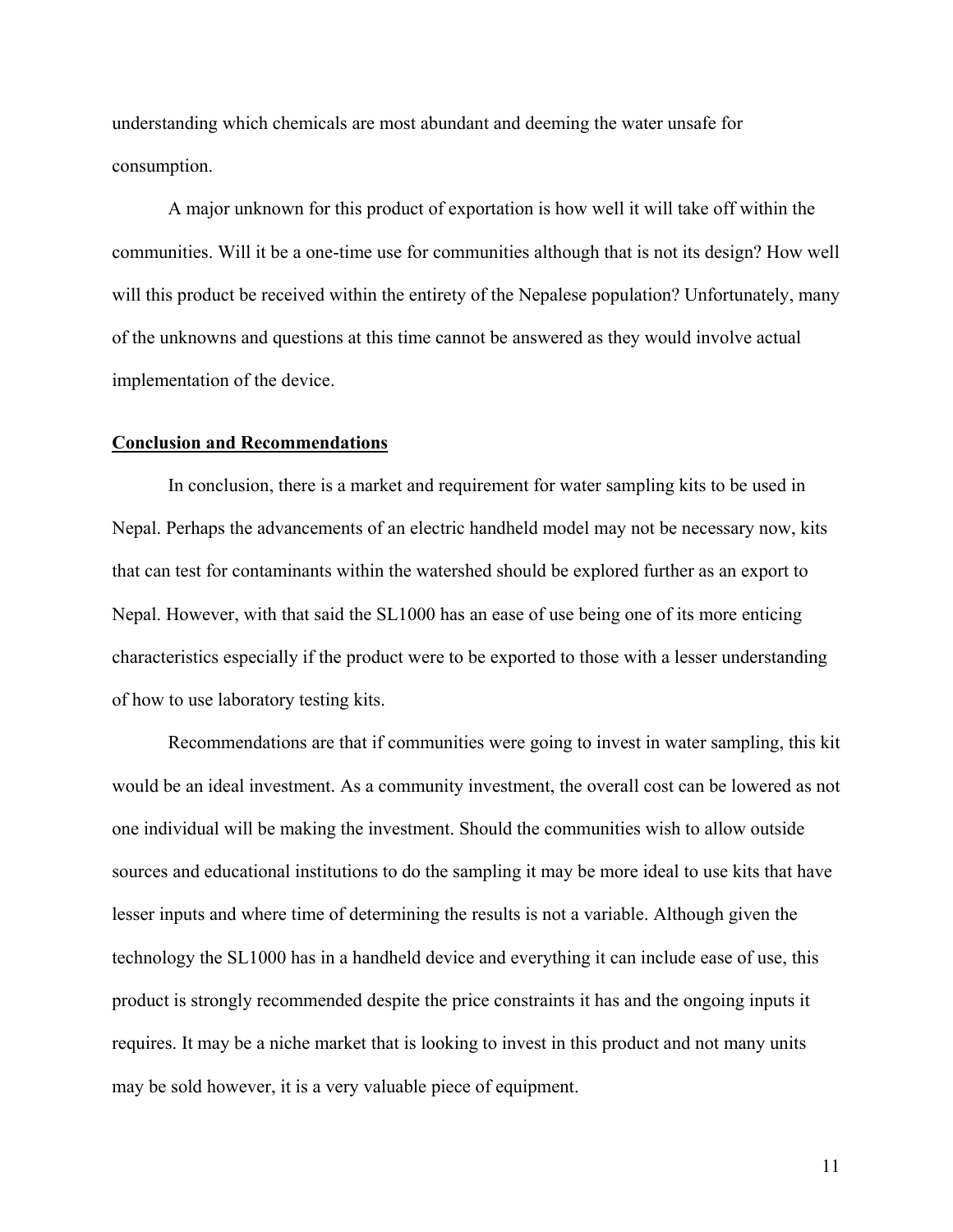understanding which chemicals are most abundant and deeming the water unsafe for consumption.

A major unknown for this product of exportation is how well it will take off within the communities. Will it be a one-time use for communities although that is not its design? How well will this product be received within the entirety of the Nepalese population? Unfortunately, many of the unknowns and questions at this time cannot be answered as they would involve actual implementation of the device.

## Conclusion and Recommendations

In conclusion, there is a market and requirement for water sampling kits to be used in Nepal. Perhaps the advancements of an electric handheld model may not be necessary now, kits that can test for contaminants within the watershed should be explored further as an export to Nepal. However, with that said the SL1000 has an ease of use being one of its more enticing characteristics especially if the product were to be exported to those with a lesser understanding of how to use laboratory testing kits.

Recommendations are that if communities were going to invest in water sampling, this kit would be an ideal investment. As a community investment, the overall cost can be lowered as not one individual will be making the investment. Should the communities wish to allow outside sources and educational institutions to do the sampling it may be more ideal to use kits that have lesser inputs and where time of determining the results is not a variable. Although given the technology the SL1000 has in a handheld device and everything it can include ease of use, this product is strongly recommended despite the price constraints it has and the ongoing inputs it requires. It may be a niche market that is looking to invest in this product and not many units may be sold however, it is a very valuable piece of equipment.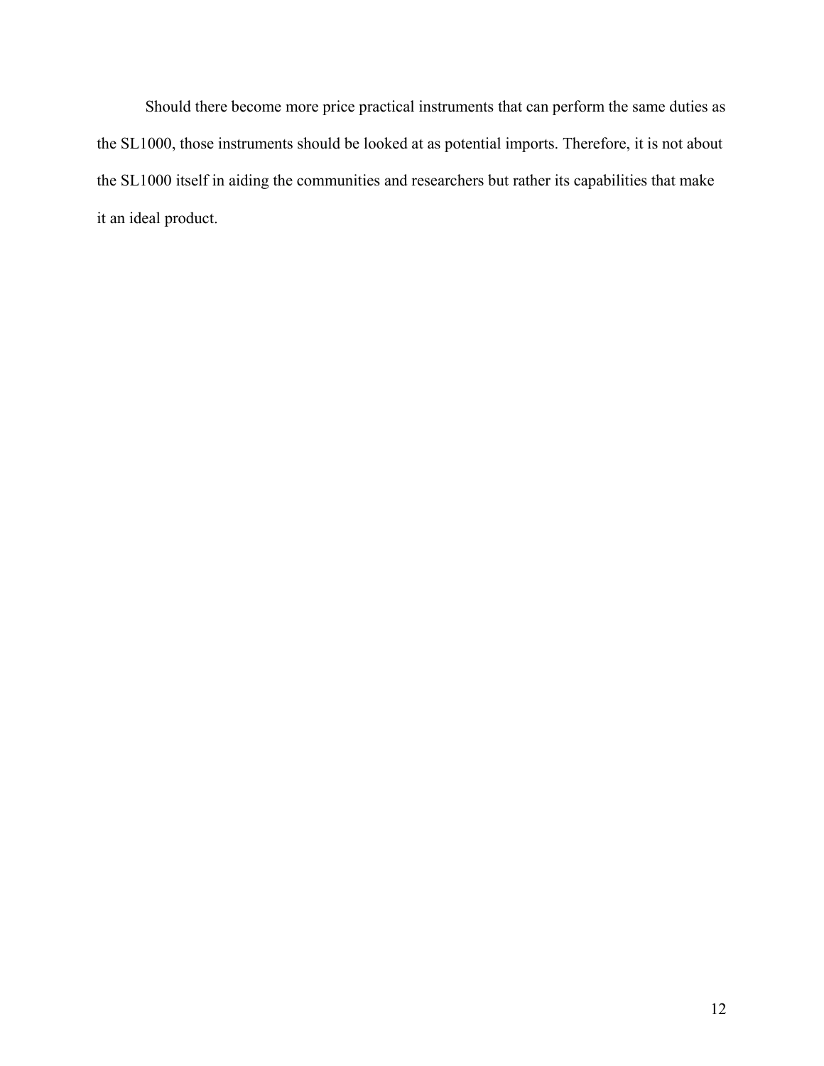Should there become more price practical instruments that can perform the same duties as the SL1000, those instruments should be looked at as potential imports. Therefore, it is not about the SL1000 itself in aiding the communities and researchers but rather its capabilities that make it an ideal product.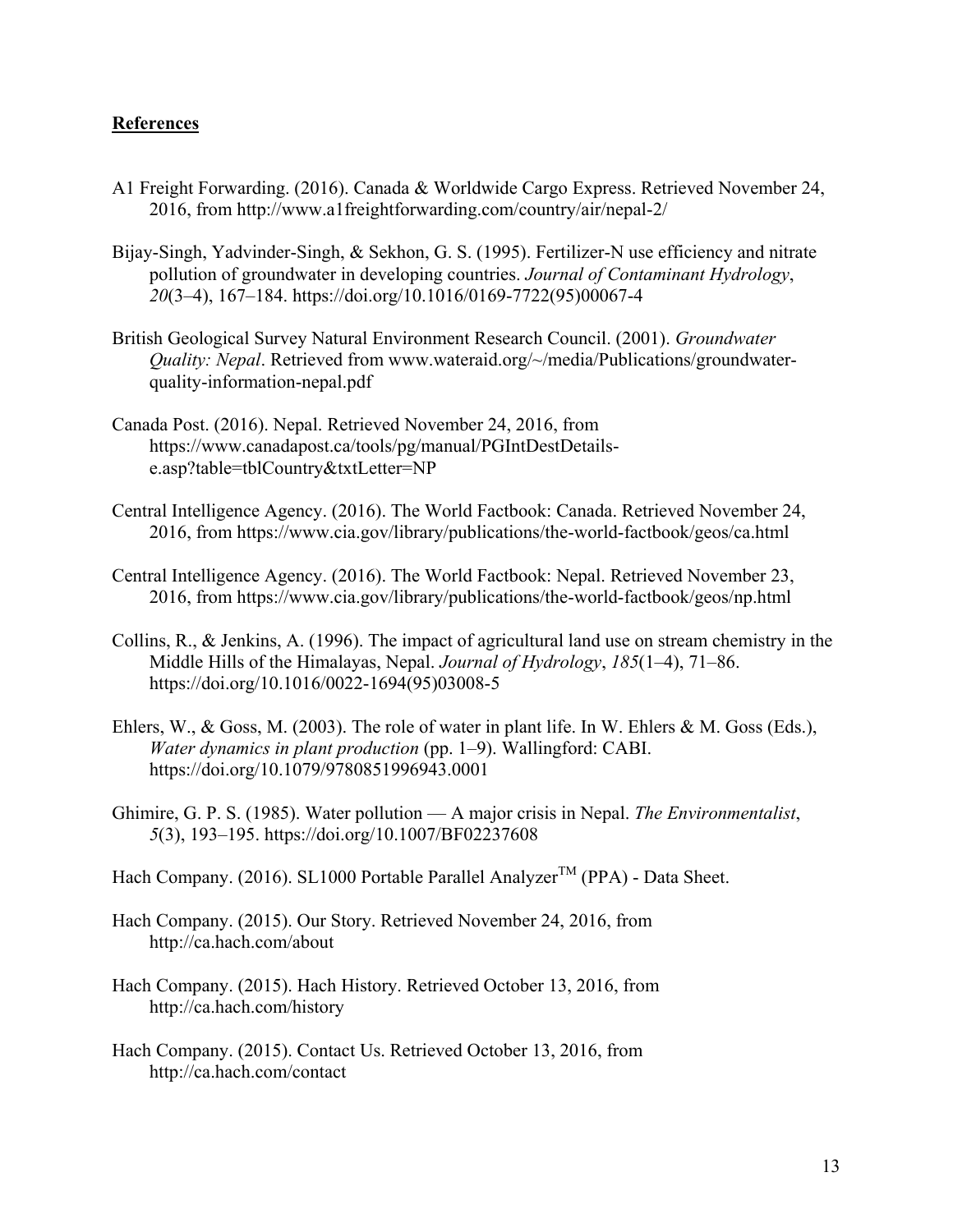## **References**

A1 Freight Forwarding. (2016). Canada & Worldwide Cargo Express. Retrieved November 24, 2016, from http://www.a1freightforwarding.com/country/air/nepal-2/

Bijay-Singh, Yadvinder-Singh, & Sekhon, G. S. (1995). Fertilizer-N use efficiency and nitrate pollution of groundwater in developing countries. *Journal of Contaminant Hydrology*, *20*(3–4), 167–184. https://doi.org/10.1016/0169-7722(95)00067-4

British Geological Survey Natural Environment Research Council. (2001). *Groundwater Quality: Nepal*. Retrieved from www.wateraid.org/~/media/Publications/groundwater-quality-information-nepal.pdf

Canada Post. (2016). Nepal. Retrieved November 24, 2016, from https://www.canadapost.ca/tools/pg/manual/PGIntDestDetails-e.asp?table=tblCountry&txtLetter=NP

Central Intelligence Agency. (2016). The World Factbook: Canada. Retrieved November 24, 2016, from https://www.cia.gov/library/publications/the-world-factbook/geos/ca.html

Central Intelligence Agency. (2016). The World Factbook: Nepal. Retrieved November 23, 2016, from https://www.cia.gov/library/publications/the-world-factbook/geos/np.html

Collins, R., & Jenkins, A. (1996). The impact of agricultural land use on stream chemistry in the Middle Hills of the Himalayas, Nepal. *Journal of Hydrology*, *185*(1–4), 71–86. https://doi.org/10.1016/0022-1694(95)03008-5

Ehlers, W., & Goss, M. (2003). The role of water in plant life. In W. Ehlers & M. Goss (Eds.), *Water dynamics in plant production* (pp. 1–9). Wallingford: CABI. https://doi.org/10.1079/9780851996943.0001

Ghimire, G. P. S. (1985). Water pollution — A major crisis in Nepal. *The Environmentalist*, *5*(3), 193–195. https://doi.org/10.1007/BF02237608

Hach Company. (2016). SL1000 Portable Parallel Analyzer™ (PPA) - Data Sheet.

Hach Company. (2015). Our Story. Retrieved November 24, 2016, from http://ca.hach.com/about

Hach Company. (2015). Hach History. Retrieved October 13, 2016, from http://ca.hach.com/history

Hach Company. (2015). Contact Us. Retrieved October 13, 2016, from http://ca.hach.com/contact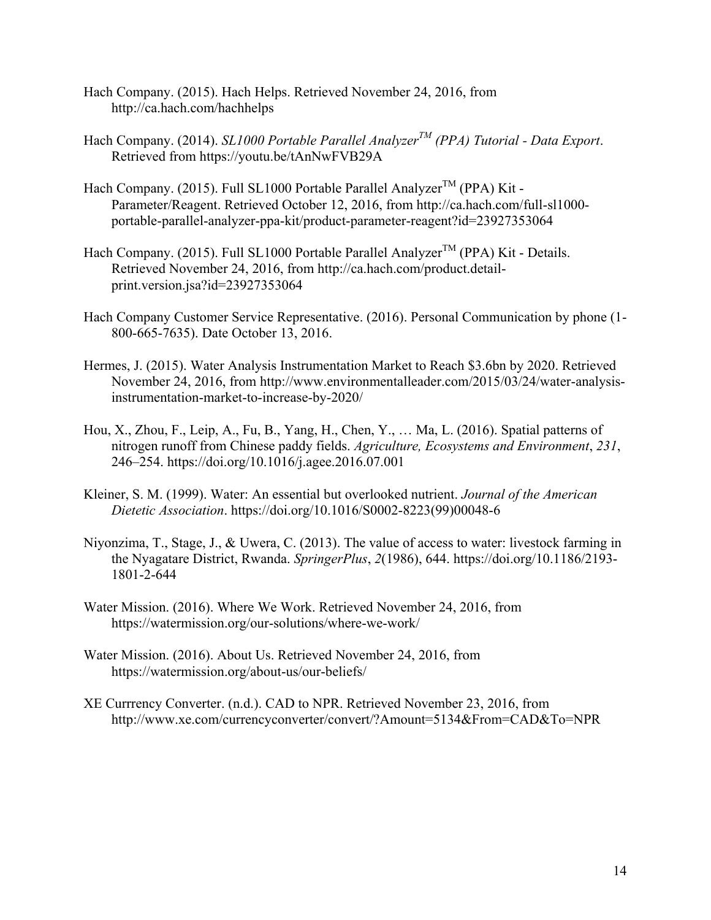Hach Company. (2015). Hach Helps. Retrieved November 24, 2016, from http://ca.hach.com/hachhelps

Hach Company. (2014). *SL1000 Portable Parallel Analyzer$^{TM}$ (PPA) Tutorial - Data Export*. Retrieved from https://youtu.be/tAnNwFVB29A

Hach Company. (2015). Full SL1000 Portable Parallel Analyzer$^{TM}$ (PPA) Kit - Parameter/Reagent. Retrieved October 12, 2016, from http://ca.hach.com/full-sl1000-portable-parallel-analyzer-ppa-kit/product-parameter-reagent?id=23927353064

Hach Company. (2015). Full SL1000 Portable Parallel Analyzer$^{TM}$ (PPA) Kit - Details. Retrieved November 24, 2016, from http://ca.hach.com/product.detail-print.version.jsa?id=23927353064

Hach Company Customer Service Representative. (2016). Personal Communication by phone (1-800-665-7635). Date October 13, 2016.

Hermes, J. (2015). Water Analysis Instrumentation Market to Reach $3.6bn by 2020. Retrieved November 24, 2016, from http://www.environmentalleader.com/2015/03/24/water-analysis-instrumentation-market-to-increase-by-2020/

Hou, X., Zhou, F., Leip, A., Fu, B., Yang, H., Chen, Y., … Ma, L. (2016). Spatial patterns of nitrogen runoff from Chinese paddy fields. *Agriculture, Ecosystems and Environment*, *231*, 246–254. https://doi.org/10.1016/j.agee.2016.07.001

Kleiner, S. M. (1999). Water: An essential but overlooked nutrient. *Journal of the American Dietetic Association*. https://doi.org/10.1016/S0002-8223(99)00048-6

Niyonzima, T., Stage, J., & Uwera, C. (2013). The value of access to water: livestock farming in the Nyagatare District, Rwanda. *SpringerPlus*, *2*(1986), 644. https://doi.org/10.1186/2193-1801-2-644

Water Mission. (2016). Where We Work. Retrieved November 24, 2016, from https://watermission.org/our-solutions/where-we-work/

Water Mission. (2016). About Us. Retrieved November 24, 2016, from https://watermission.org/about-us/our-beliefs/

XE Currrency Converter. (n.d.). CAD to NPR. Retrieved November 23, 2016, from http://www.xe.com/currencyconverter/convert/?Amount=5134&From=CAD&To=NPR